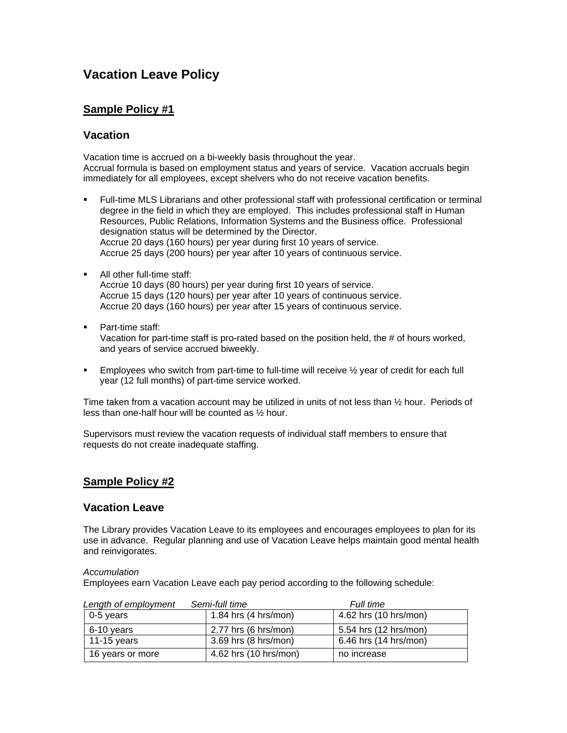# Vacation Leave Policy

## Sample Policy #1

### Vacation

Vacation time is accrued on a bi-weekly basis throughout the year.
Accrual formula is based on employment status and years of service. Vacation accruals begin immediately for all employees, except shelvers who do not receive vacation benefits.

- Full-time MLS Librarians and other professional staff with professional certification or terminal degree in the field in which they are employed. This includes professional staff in Human Resources, Public Relations, Information Systems and the Business office. Professional designation status will be determined by the Director.
  Accrue 20 days (160 hours) per year during first 10 years of service.
  Accrue 25 days (200 hours) per year after 10 years of continuous service.

- All other full-time staff:
  Accrue 10 days (80 hours) per year during first 10 years of service.
  Accrue 15 days (120 hours) per year after 10 years of continuous service.
  Accrue 20 days (160 hours) per year after 15 years of continuous service.

- Part-time staff:
  Vacation for part-time staff is pro-rated based on the position held, the # of hours worked, and years of service accrued biweekly.

- Employees who switch from part-time to full-time will receive ½ year of credit for each full year (12 full months) of part-time service worked.

Time taken from a vacation account may be utilized in units of not less than ½ hour. Periods of less than one-half hour will be counted as ½ hour.

Supervisors must review the vacation requests of individual staff members to ensure that requests do not create inadequate staffing.

## Sample Policy #2

### Vacation Leave

The Library provides Vacation Leave to its employees and encourages employees to plan for its use in advance. Regular planning and use of Vacation Leave helps maintain good mental health and reinvigorates.

*Accumulation*
Employees earn Vacation Leave each pay period according to the following schedule:

| *Length of employment* | *Semi-full time* | *Full time* |
| --- | --- | --- |
| 0-5 years | 1.84 hrs (4 hrs/mon) | 4.62 hrs (10 hrs/mon) |
| 6-10 years | 2.77 hrs (6 hrs/mon) | 5.54 hrs (12 hrs/mon) |
| 11-15 years | 3.69 hrs (8 hrs/mon) | 6.46 hrs (14 hrs/mon) |
| 16 years or more | 4.62 hrs (10 hrs/mon) | no increase |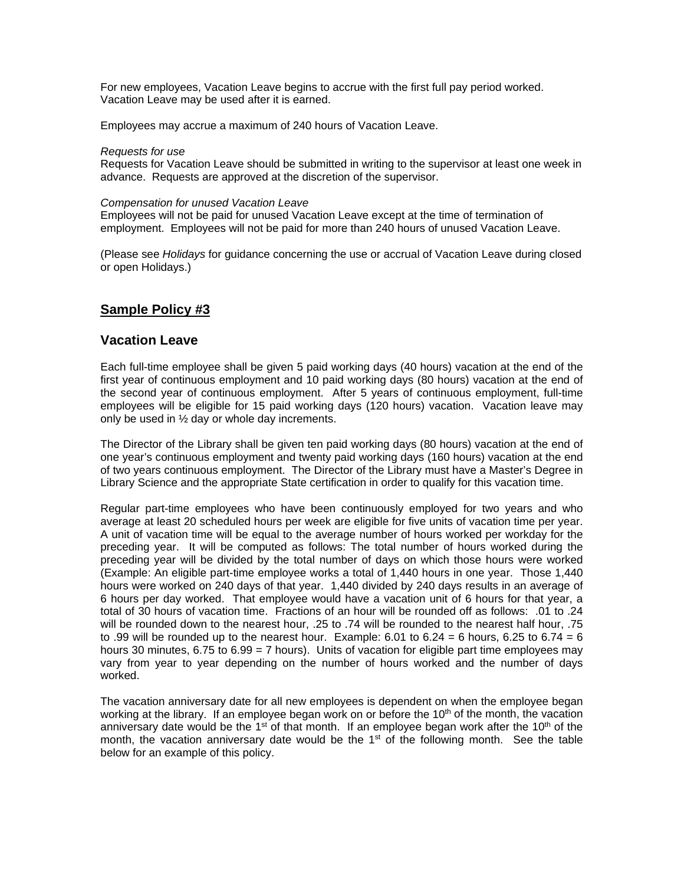For new employees, Vacation Leave begins to accrue with the first full pay period worked. Vacation Leave may be used after it is earned.

Employees may accrue a maximum of 240 hours of Vacation Leave.

*Requests for use*
Requests for Vacation Leave should be submitted in writing to the supervisor at least one week in advance. Requests are approved at the discretion of the supervisor.

*Compensation for unused Vacation Leave*
Employees will not be paid for unused Vacation Leave except at the time of termination of employment. Employees will not be paid for more than 240 hours of unused Vacation Leave.

(Please see *Holidays* for guidance concerning the use or accrual of Vacation Leave during closed or open Holidays.)

## **<u>Sample Policy #3</u>**

## Vacation Leave

Each full-time employee shall be given 5 paid working days (40 hours) vacation at the end of the first year of continuous employment and 10 paid working days (80 hours) vacation at the end of the second year of continuous employment. After 5 years of continuous employment, full-time employees will be eligible for 15 paid working days (120 hours) vacation. Vacation leave may only be used in ½ day or whole day increments.

The Director of the Library shall be given ten paid working days (80 hours) vacation at the end of one year's continuous employment and twenty paid working days (160 hours) vacation at the end of two years continuous employment. The Director of the Library must have a Master's Degree in Library Science and the appropriate State certification in order to qualify for this vacation time.

Regular part-time employees who have been continuously employed for two years and who average at least 20 scheduled hours per week are eligible for five units of vacation time per year. A unit of vacation time will be equal to the average number of hours worked per workday for the preceding year. It will be computed as follows: The total number of hours worked during the preceding year will be divided by the total number of days on which those hours were worked (Example: An eligible part-time employee works a total of 1,440 hours in one year. Those 1,440 hours were worked on 240 days of that year. 1,440 divided by 240 days results in an average of 6 hours per day worked. That employee would have a vacation unit of 6 hours for that year, a total of 30 hours of vacation time. Fractions of an hour will be rounded off as follows: .01 to .24 will be rounded down to the nearest hour, .25 to .74 will be rounded to the nearest half hour, .75 to .99 will be rounded up to the nearest hour. Example: 6.01 to 6.24 = 6 hours, 6.25 to 6.74 = 6 hours 30 minutes, 6.75 to 6.99 = 7 hours). Units of vacation for eligible part time employees may vary from year to year depending on the number of hours worked and the number of days worked.

The vacation anniversary date for all new employees is dependent on when the employee began working at the library. If an employee began work on or before the 10th of the month, the vacation anniversary date would be the 1st of that month. If an employee began work after the 10th of the month, the vacation anniversary date would be the 1st of the following month. See the table below for an example of this policy.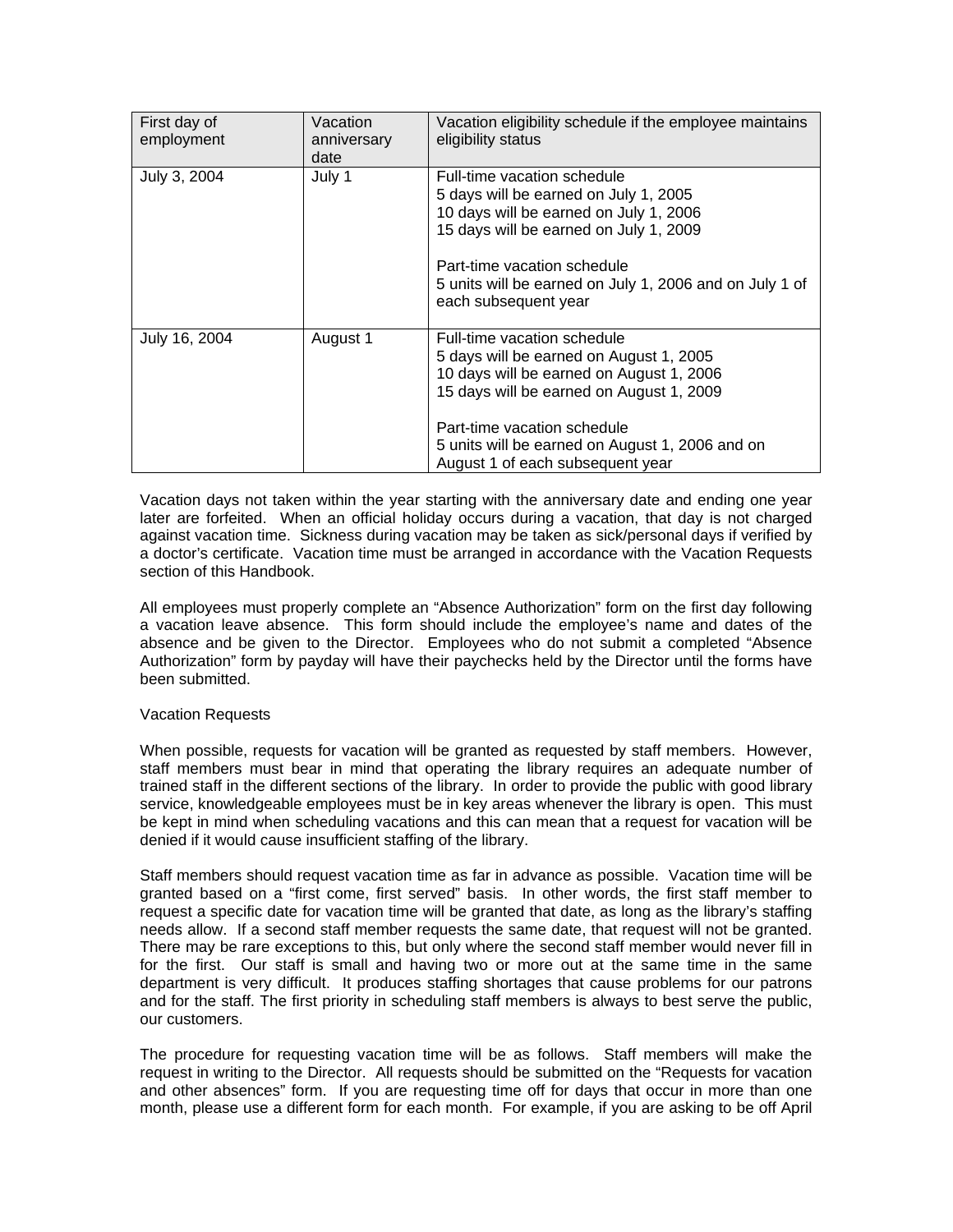| First day of employment | Vacation anniversary date | Vacation eligibility schedule if the employee maintains eligibility status |
| --- | --- | --- |
| July 3, 2004 | July 1 | Full-time vacation schedule<br>5 days will be earned on July 1, 2005<br>10 days will be earned on July 1, 2006<br>15 days will be earned on July 1, 2009<br><br>Part-time vacation schedule<br>5 units will be earned on July 1, 2006 and on July 1 of each subsequent year |
| July 16, 2004 | August 1 | Full-time vacation schedule<br>5 days will be earned on August 1, 2005<br>10 days will be earned on August 1, 2006<br>15 days will be earned on August 1, 2009<br><br>Part-time vacation schedule<br>5 units will be earned on August 1, 2006 and on August 1 of each subsequent year |

Vacation days not taken within the year starting with the anniversary date and ending one year later are forfeited. When an official holiday occurs during a vacation, that day is not charged against vacation time. Sickness during vacation may be taken as sick/personal days if verified by a doctor's certificate. Vacation time must be arranged in accordance with the Vacation Requests section of this Handbook.

All employees must properly complete an "Absence Authorization" form on the first day following a vacation leave absence. This form should include the employee's name and dates of the absence and be given to the Director. Employees who do not submit a completed "Absence Authorization" form by payday will have their paychecks held by the Director until the forms have been submitted.

Vacation Requests

When possible, requests for vacation will be granted as requested by staff members. However, staff members must bear in mind that operating the library requires an adequate number of trained staff in the different sections of the library. In order to provide the public with good library service, knowledgeable employees must be in key areas whenever the library is open. This must be kept in mind when scheduling vacations and this can mean that a request for vacation will be denied if it would cause insufficient staffing of the library.

Staff members should request vacation time as far in advance as possible. Vacation time will be granted based on a "first come, first served" basis. In other words, the first staff member to request a specific date for vacation time will be granted that date, as long as the library's staffing needs allow. If a second staff member requests the same date, that request will not be granted. There may be rare exceptions to this, but only where the second staff member would never fill in for the first. Our staff is small and having two or more out at the same time in the same department is very difficult. It produces staffing shortages that cause problems for our patrons and for the staff. The first priority in scheduling staff members is always to best serve the public, our customers.

The procedure for requesting vacation time will be as follows. Staff members will make the request in writing to the Director. All requests should be submitted on the "Requests for vacation and other absences" form. If you are requesting time off for days that occur in more than one month, please use a different form for each month. For example, if you are asking to be off April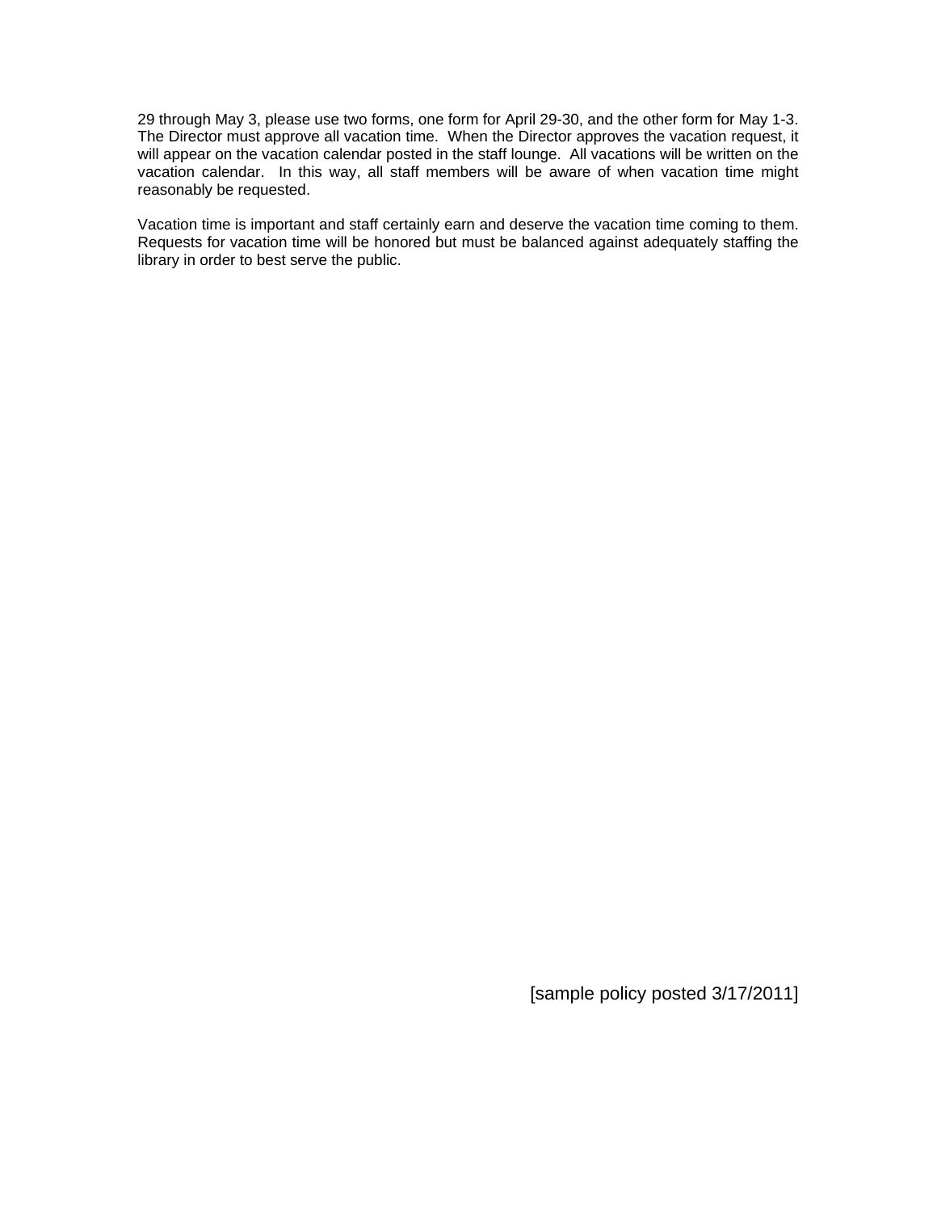29 through May 3, please use two forms, one form for April 29-30, and the other form for May 1-3. The Director must approve all vacation time. When the Director approves the vacation request, it will appear on the vacation calendar posted in the staff lounge. All vacations will be written on the vacation calendar. In this way, all staff members will be aware of when vacation time might reasonably be requested.

Vacation time is important and staff certainly earn and deserve the vacation time coming to them. Requests for vacation time will be honored but must be balanced against adequately staffing the library in order to best serve the public.

[sample policy posted 3/17/2011]